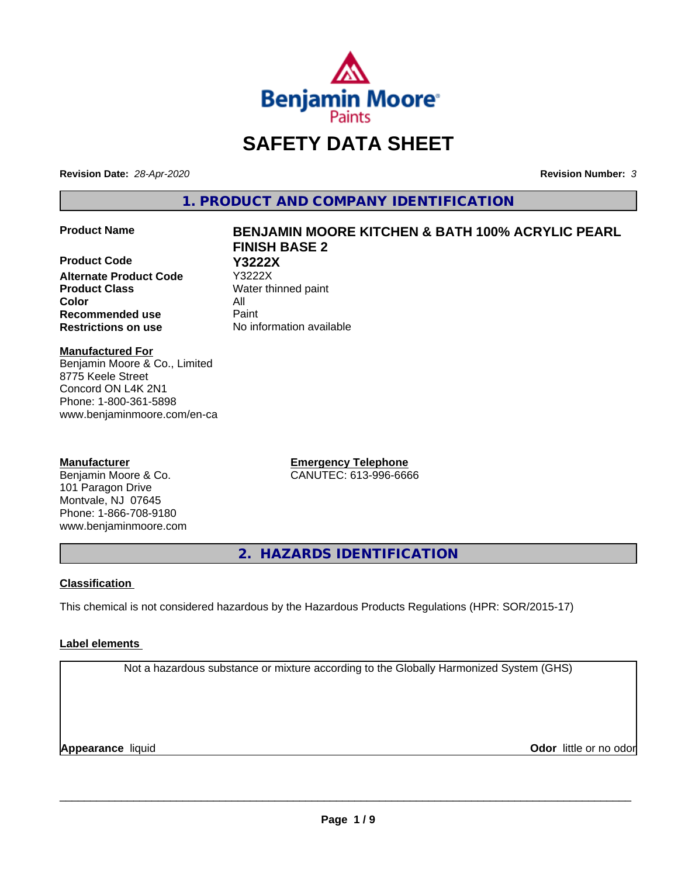# SAFETY DATA SHEET

**Revision Date:** *28-Apr-2020* **Revision Number:** *3*

## 1. PRODUCT AND COMPANY IDENTIFICATION

| | |
|---|---|
| **Product Name** | **BENJAMIN MOORE KITCHEN & BATH 100% ACRYLIC PEARL FINISH BASE 2** |
| **Product Code** | **Y3222X** |
| **Alternate Product Code** | Y3222X |
| **Product Class** | Water thinned paint |
| **Color** | All |
| **Recommended use** | Paint |
| **Restrictions on use** | No information available |

**Manufactured For**
Benjamin Moore & Co., Limited
8775 Keele Street
Concord ON L4K 2N1
Phone: 1-800-361-5898
www.benjaminmoore.com/en-ca

**Manufacturer**
Benjamin Moore & Co.
101 Paragon Drive
Montvale, NJ 07645
Phone: 1-866-708-9180
www.benjaminmoore.com

**Emergency Telephone**
CANUTEC: 613-996-6666

## 2. HAZARDS IDENTIFICATION

**Classification**

This chemical is not considered hazardous by the Hazardous Products Regulations (HPR: SOR/2015-17)

**Label elements**

Not a hazardous substance or mixture according to the Globally Harmonized System (GHS)

**Appearance** liquid **Odor** little or no odor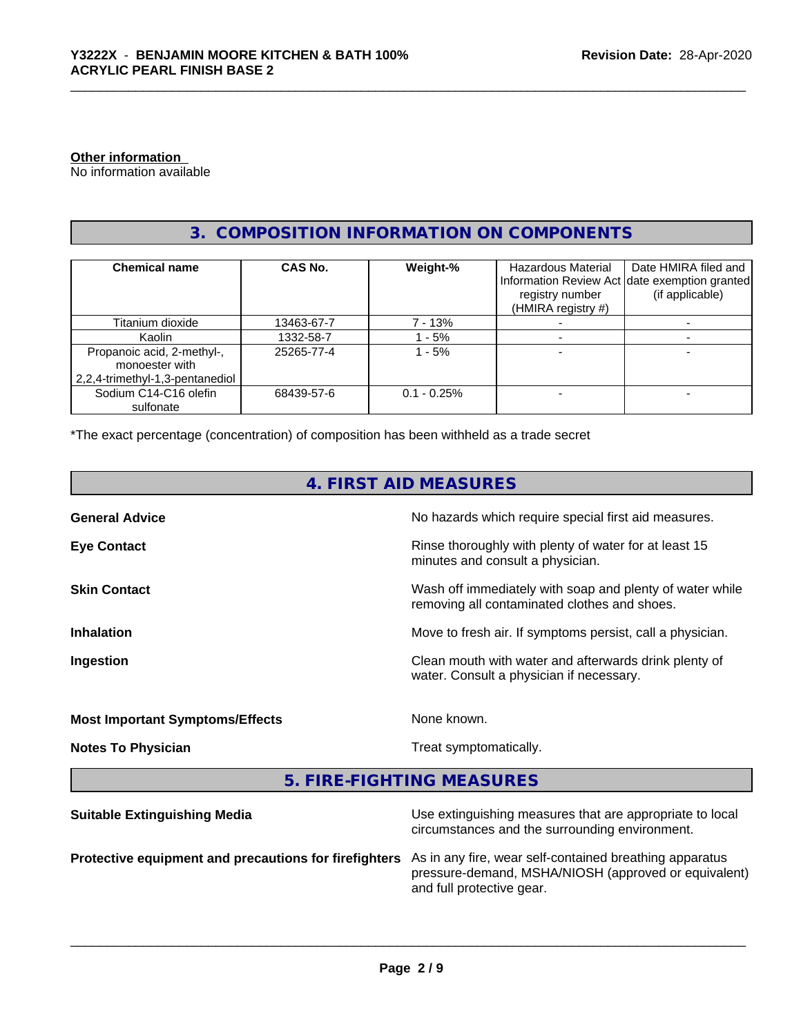**Other information**
No information available

## 3. COMPOSITION INFORMATION ON COMPONENTS

| Chemical name | CAS No. | Weight-% | Hazardous Material Information Review Act registry number (HMIRA registry #) | Date HMIRA filed and date exemption granted (if applicable) |
|---|---|---|---|---|
| Titanium dioxide | 13463-67-7 | 7 - 13% | - | - |
| Kaolin | 1332-58-7 | 1 - 5% | - | - |
| Propanoic acid, 2-methyl-, monoester with 2,2,4-trimethyl-1,3-pentanediol | 25265-77-4 | 1 - 5% | - | - |
| Sodium C14-C16 olefin sulfonate | 68439-57-6 | 0.1 - 0.25% | - | - |

*The exact percentage (concentration) of composition has been withheld as a trade secret

## 4. FIRST AID MEASURES

**General Advice** No hazards which require special first aid measures.

**Eye Contact** Rinse thoroughly with plenty of water for at least 15 minutes and consult a physician.

**Skin Contact** Wash off immediately with soap and plenty of water while removing all contaminated clothes and shoes.

**Inhalation** Move to fresh air. If symptoms persist, call a physician.

**Ingestion** Clean mouth with water and afterwards drink plenty of water. Consult a physician if necessary.

**Most Important Symptoms/Effects** None known.

**Notes To Physician** Treat symptomatically.

## 5. FIRE-FIGHTING MEASURES

**Suitable Extinguishing Media** Use extinguishing measures that are appropriate to local circumstances and the surrounding environment.

**Protective equipment and precautions for firefighters** As in any fire, wear self-contained breathing apparatus pressure-demand, MSHA/NIOSH (approved or equivalent) and full protective gear.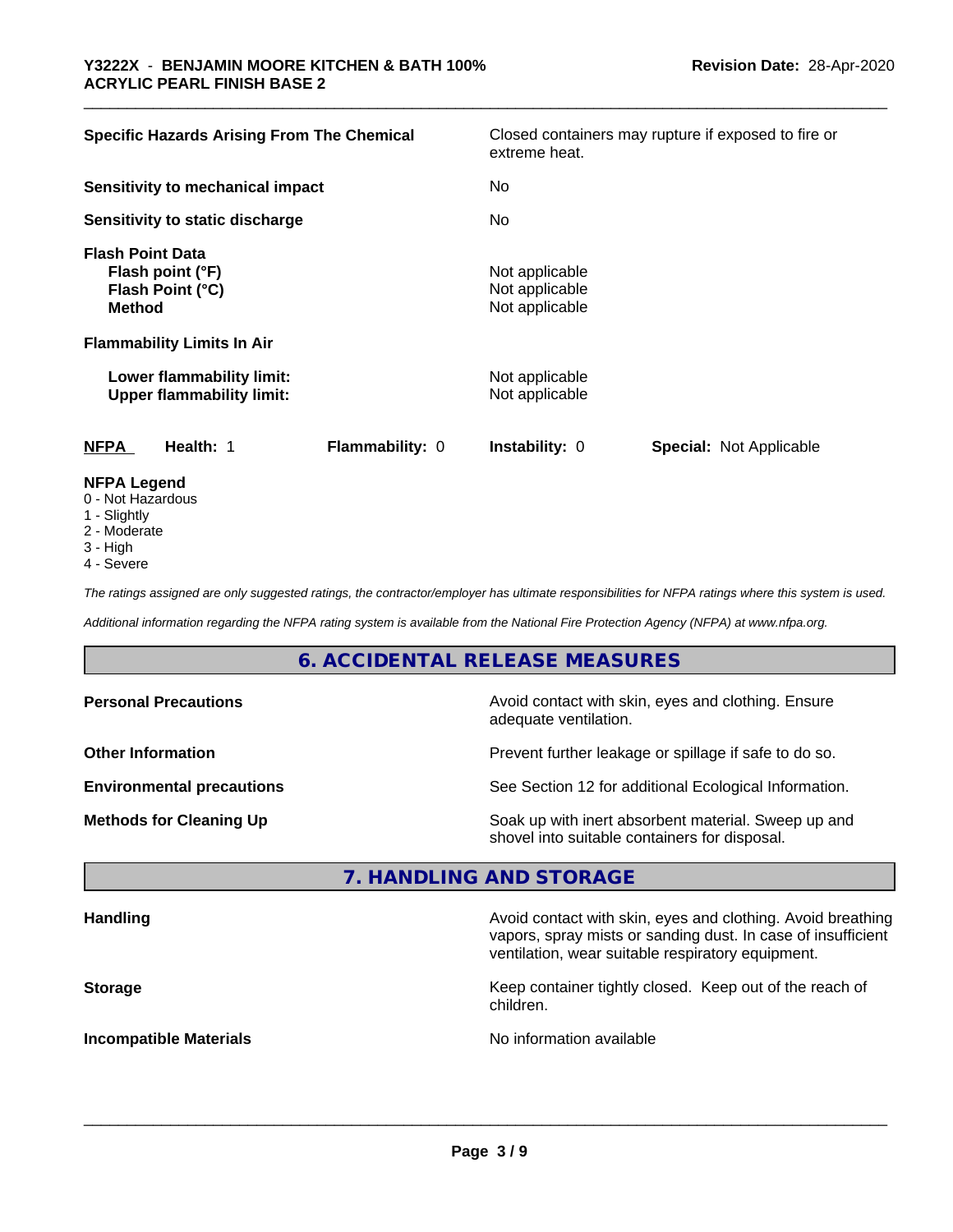| | |
|---|---|
| **Specific Hazards Arising From The Chemical** | Closed containers may rupture if exposed to fire or extreme heat. |
| **Sensitivity to mechanical impact** | No |
| **Sensitivity to static discharge** | No |
| **Flash Point Data** | |
| **Flash point (°F)** | Not applicable |
| **Flash Point (°C)** | Not applicable |
| **Method** | Not applicable |
| **Flammability Limits In Air** | |
| **Lower flammability limit:** | Not applicable |
| **Upper flammability limit:** | Not applicable |

| **NFPA** | **Health:** 1 | **Flammability:** 0 | **Instability:** 0 | **Special:** Not Applicable |
|---|---|---|---|---|

**NFPA Legend**
- 0 - Not Hazardous
- 1 - Slightly
- 2 - Moderate
- 3 - High
- 4 - Severe

*The ratings assigned are only suggested ratings, the contractor/employer has ultimate responsibilities for NFPA ratings where this system is used.*

*Additional information regarding the NFPA rating system is available from the National Fire Protection Agency (NFPA) at www.nfpa.org.*

## 6. ACCIDENTAL RELEASE MEASURES

| | |
|---|---|
| **Personal Precautions** | Avoid contact with skin, eyes and clothing. Ensure adequate ventilation. |
| **Other Information** | Prevent further leakage or spillage if safe to do so. |
| **Environmental precautions** | See Section 12 for additional Ecological Information. |
| **Methods for Cleaning Up** | Soak up with inert absorbent material. Sweep up and shovel into suitable containers for disposal. |

## 7. HANDLING AND STORAGE

| | |
|---|---|
| **Handling** | Avoid contact with skin, eyes and clothing. Avoid breathing vapors, spray mists or sanding dust. In case of insufficient ventilation, wear suitable respiratory equipment. |
| **Storage** | Keep container tightly closed. Keep out of the reach of children. |
| **Incompatible Materials** | No information available |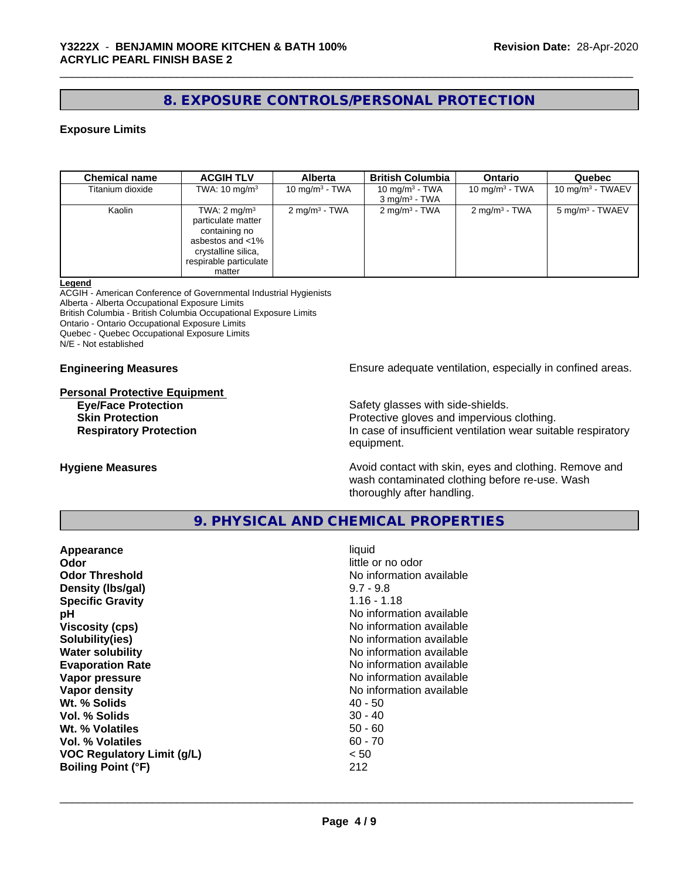## 8. EXPOSURE CONTROLS/PERSONAL PROTECTION

### Exposure Limits

| Chemical name | ACGIH TLV | Alberta | British Columbia | Ontario | Quebec |
|---|---|---|---|---|---|
| Titanium dioxide | TWA: 10 mg/m$^3$ | 10 mg/m$^3$ - TWA | 10 mg/m$^3$ - TWA<br>3 mg/m$^3$ - TWA | 10 mg/m$^3$ - TWA | 10 mg/m$^3$ - TWAEV |
| Kaolin | TWA: 2 mg/m$^3$ particulate matter containing no asbestos and <1% crystalline silica, respirable particulate matter | 2 mg/m$^3$ - TWA | 2 mg/m$^3$ - TWA | 2 mg/m$^3$ - TWA | 5 mg/m$^3$ - TWAEV |

**Legend**

ACGIH - American Conference of Governmental Industrial Hygienists
Alberta - Alberta Occupational Exposure Limits
British Columbia - British Columbia Occupational Exposure Limits
Ontario - Ontario Occupational Exposure Limits
Quebec - Quebec Occupational Exposure Limits
N/E - Not established

**Engineering Measures** Ensure adequate ventilation, especially in confined areas.

**Personal Protective Equipment**

**Eye/Face Protection** Safety glasses with side-shields.

**Skin Protection** Protective gloves and impervious clothing.

**Respiratory Protection** In case of insufficient ventilation wear suitable respiratory equipment.

**Hygiene Measures** Avoid contact with skin, eyes and clothing. Remove and wash contaminated clothing before re-use. Wash thoroughly after handling.

## 9. PHYSICAL AND CHEMICAL PROPERTIES

| | |
|---|---|
| **Appearance** | liquid |
| **Odor** | little or no odor |
| **Odor Threshold** | No information available |
| **Density (lbs/gal)** | 9.7 - 9.8 |
| **Specific Gravity** | 1.16 - 1.18 |
| **pH** | No information available |
| **Viscosity (cps)** | No information available |
| **Solubility(ies)** | No information available |
| **Water solubility** | No information available |
| **Evaporation Rate** | No information available |
| **Vapor pressure** | No information available |
| **Vapor density** | No information available |
| **Wt. % Solids** | 40 - 50 |
| **Vol. % Solids** | 30 - 40 |
| **Wt. % Volatiles** | 50 - 60 |
| **Vol. % Volatiles** | 60 - 70 |
| **VOC Regulatory Limit (g/L)** | < 50 |
| **Boiling Point (°F)** | 212 |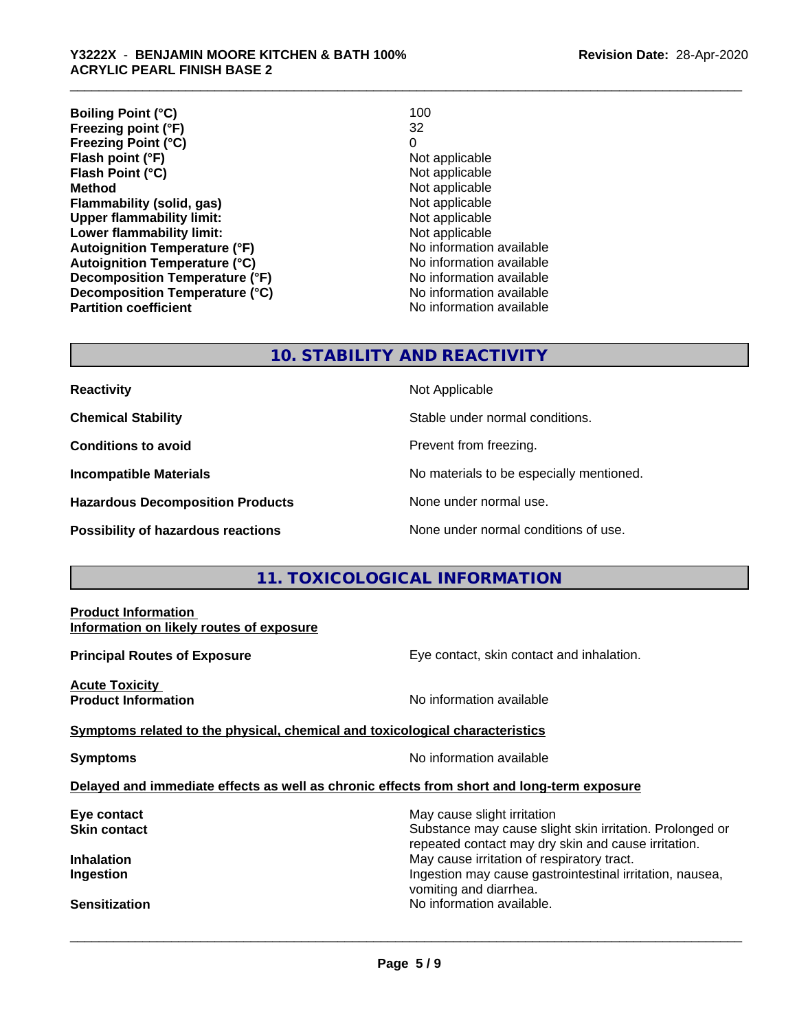| | |
|---|---|
| **Boiling Point (°C)** | 100 |
| **Freezing point (°F)** | 32 |
| **Freezing Point (°C)** | 0 |
| **Flash point (°F)** | Not applicable |
| **Flash Point (°C)** | Not applicable |
| **Method** | Not applicable |
| **Flammability (solid, gas)** | Not applicable |
| **Upper flammability limit:** | Not applicable |
| **Lower flammability limit:** | Not applicable |
| **Autoignition Temperature (°F)** | No information available |
| **Autoignition Temperature (°C)** | No information available |
| **Decomposition Temperature (°F)** | No information available |
| **Decomposition Temperature (°C)** | No information available |
| **Partition coefficient** | No information available |

## 10. STABILITY AND REACTIVITY

| | |
|---|---|
| **Reactivity** | Not Applicable |
| **Chemical Stability** | Stable under normal conditions. |
| **Conditions to avoid** | Prevent from freezing. |
| **Incompatible Materials** | No materials to be especially mentioned. |
| **Hazardous Decomposition Products** | None under normal use. |
| **Possibility of hazardous reactions** | None under normal conditions of use. |

## 11. TOXICOLOGICAL INFORMATION

**Product Information**
**Information on likely routes of exposure**

**Principal Routes of Exposure** — Eye contact, skin contact and inhalation.

**Acute Toxicity**
**Product Information** — No information available

**Symptoms related to the physical, chemical and toxicological characteristics**

**Symptoms** — No information available

**Delayed and immediate effects as well as chronic effects from short and long-term exposure**

| | |
|---|---|
| **Eye contact** | May cause slight irritation |
| **Skin contact** | Substance may cause slight skin irritation. Prolonged or repeated contact may dry skin and cause irritation. |
| **Inhalation** | May cause irritation of respiratory tract. |
| **Ingestion** | Ingestion may cause gastrointestinal irritation, nausea, vomiting and diarrhea. |
| **Sensitization** | No information available. |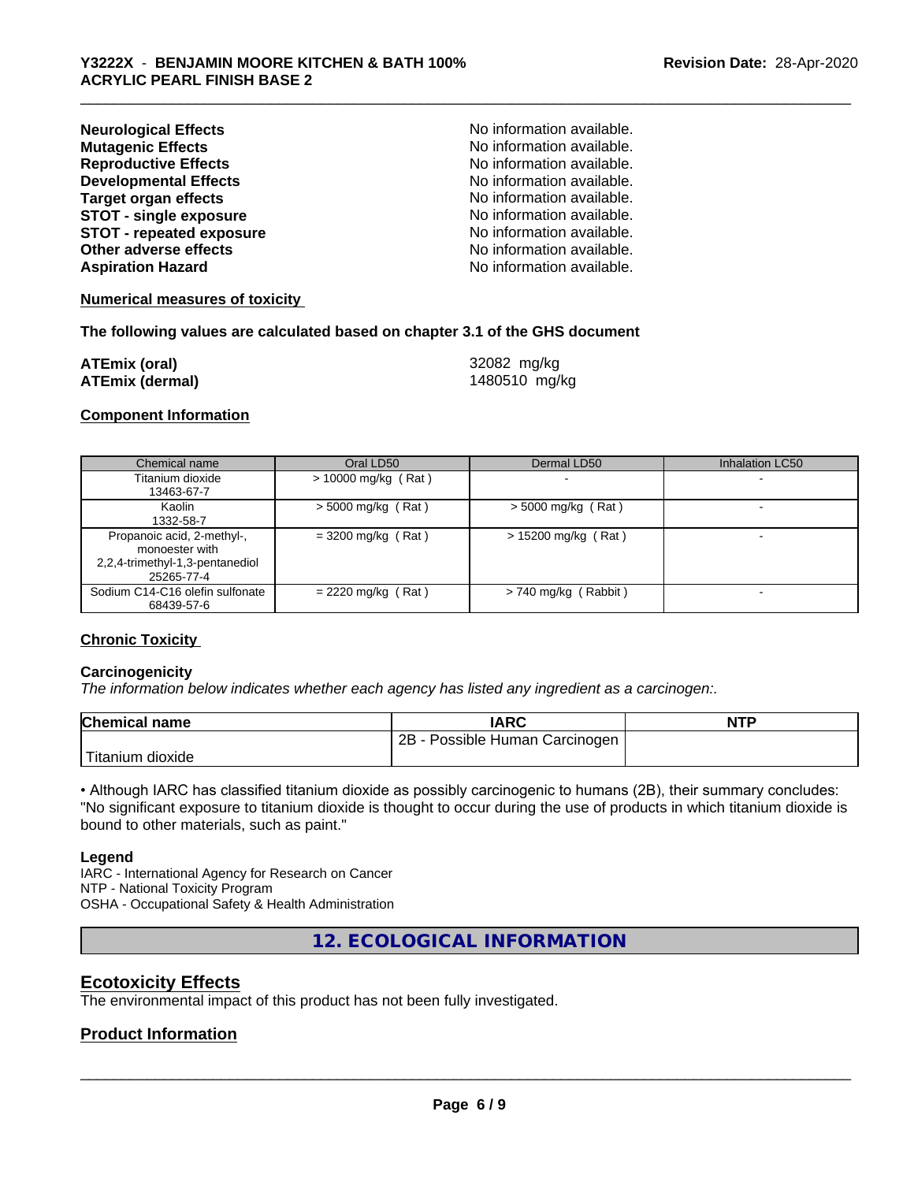**Neurological Effects** No information available.
**Mutagenic Effects** No information available.
**Reproductive Effects** No information available.
**Developmental Effects** No information available.
**Target organ effects** No information available.
**STOT - single exposure** No information available.
**STOT - repeated exposure** No information available.
**Other adverse effects** No information available.
**Aspiration Hazard** No information available.

**Numerical measures of toxicity**

**The following values are calculated based on chapter 3.1 of the GHS document**

**ATEmix (oral)** 32082 mg/kg
**ATEmix (dermal)** 1480510 mg/kg

**Component Information**

| Chemical name | Oral LD50 | Dermal LD50 | Inhalation LC50 |
|---|---|---|---|
| Titanium dioxide 13463-67-7 | > 10000 mg/kg ( Rat ) | - | - |
| Kaolin 1332-58-7 | > 5000 mg/kg ( Rat ) | > 5000 mg/kg ( Rat ) | - |
| Propanoic acid, 2-methyl-, monoester with 2,2,4-trimethyl-1,3-pentanediol 25265-77-4 | = 3200 mg/kg ( Rat ) | > 15200 mg/kg ( Rat ) | - |
| Sodium C14-C16 olefin sulfonate 68439-57-6 | = 2220 mg/kg ( Rat ) | > 740 mg/kg ( Rabbit ) | - |

**Chronic Toxicity**

**Carcinogenicity**
*The information below indicates whether each agency has listed any ingredient as a carcinogen:.*

| Chemical name | IARC | NTP |
|---|---|---|
| Titanium dioxide | 2B - Possible Human Carcinogen | |

• Although IARC has classified titanium dioxide as possibly carcinogenic to humans (2B), their summary concludes: "No significant exposure to titanium dioxide is thought to occur during the use of products in which titanium dioxide is bound to other materials, such as paint."

**Legend**
IARC - International Agency for Research on Cancer
NTP - National Toxicity Program
OSHA - Occupational Safety & Health Administration

## 12. ECOLOGICAL INFORMATION

## Ecotoxicity Effects
The environmental impact of this product has not been fully investigated.

## Product Information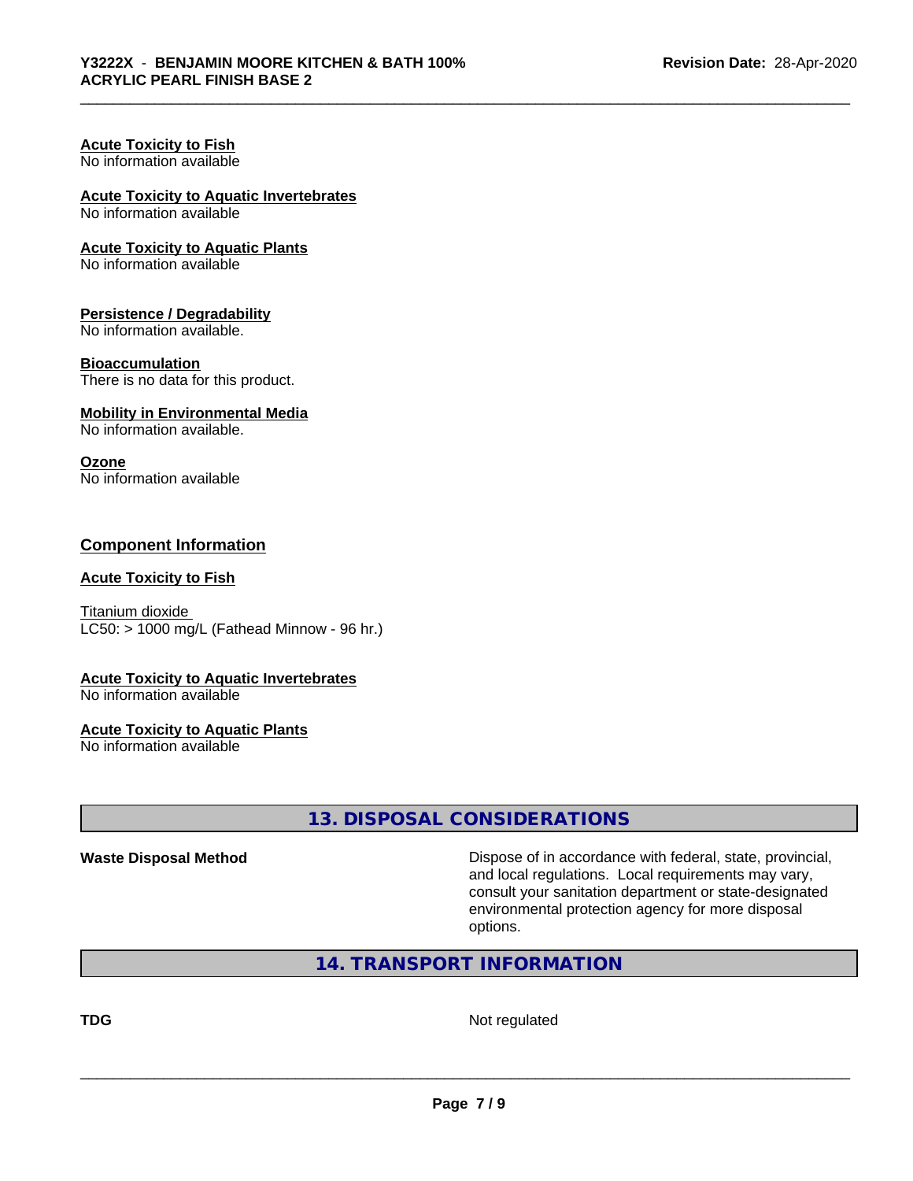**Acute Toxicity to Fish**
No information available

**Acute Toxicity to Aquatic Invertebrates**
No information available

**Acute Toxicity to Aquatic Plants**
No information available

**Persistence / Degradability**
No information available.

**Bioaccumulation**
There is no data for this product.

**Mobility in Environmental Media**
No information available.

**Ozone**
No information available

**Component Information**

**Acute Toxicity to Fish**

Titanium dioxide
LC50: > 1000 mg/L (Fathead Minnow - 96 hr.)

**Acute Toxicity to Aquatic Invertebrates**
No information available

**Acute Toxicity to Aquatic Plants**
No information available

## 13. DISPOSAL CONSIDERATIONS

**Waste Disposal Method**
Dispose of in accordance with federal, state, provincial, and local regulations. Local requirements may vary, consult your sanitation department or state-designated environmental protection agency for more disposal options.

## 14. TRANSPORT INFORMATION

**TDG**
Not regulated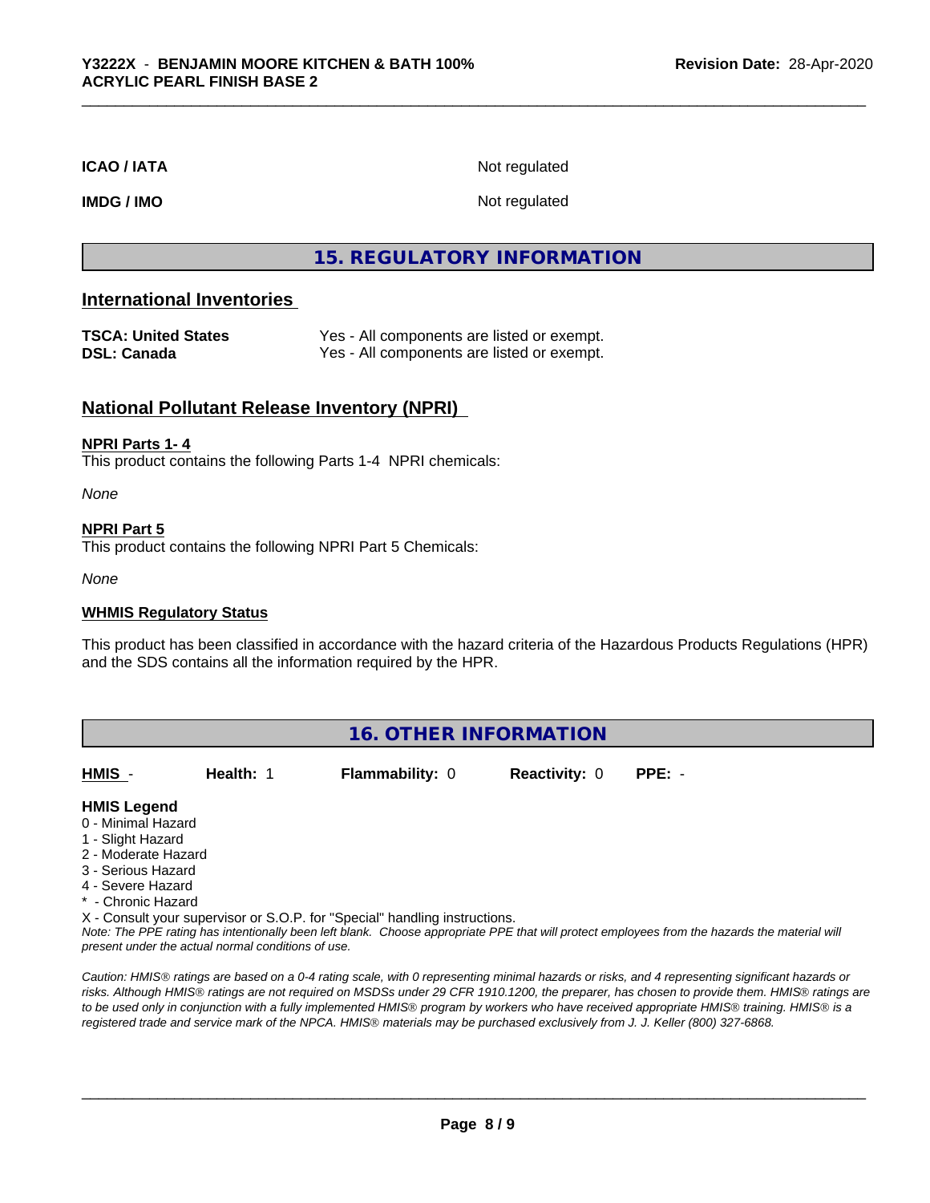| | |
|---|---|
| **ICAO / IATA** | Not regulated |
| **IMDG / IMO** | Not regulated |

# 15. REGULATORY INFORMATION

## International Inventories

| | |
|---|---|
| **TSCA: United States** | Yes - All components are listed or exempt. |
| **DSL: Canada** | Yes - All components are listed or exempt. |

## National Pollutant Release Inventory (NPRI)

**NPRI Parts 1- 4**

This product contains the following Parts 1-4 NPRI chemicals:

*None*

**NPRI Part 5**

This product contains the following NPRI Part 5 Chemicals:

*None*

**WHMIS Regulatory Status**

This product has been classified in accordance with the hazard criteria of the Hazardous Products Regulations (HPR) and the SDS contains all the information required by the HPR.

# 16. OTHER INFORMATION

| **HMIS** - | **Health:** 1 | **Flammability:** 0 | **Reactivity:** 0 | **PPE:** - |
|---|---|---|---|---|

**HMIS Legend**

0 - Minimal Hazard
1 - Slight Hazard
2 - Moderate Hazard
3 - Serious Hazard
4 - Severe Hazard
* - Chronic Hazard
X - Consult your supervisor or S.O.P. for "Special" handling instructions.

*Note: The PPE rating has intentionally been left blank. Choose appropriate PPE that will protect employees from the hazards the material will present under the actual normal conditions of use.*

*Caution: HMIS® ratings are based on a 0-4 rating scale, with 0 representing minimal hazards or risks, and 4 representing significant hazards or risks. Although HMIS® ratings are not required on MSDSs under 29 CFR 1910.1200, the preparer, has chosen to provide them. HMIS® ratings are to be used only in conjunction with a fully implemented HMIS® program by workers who have received appropriate HMIS® training. HMIS® is a registered trade and service mark of the NPCA. HMIS® materials may be purchased exclusively from J. J. Keller (800) 327-6868.*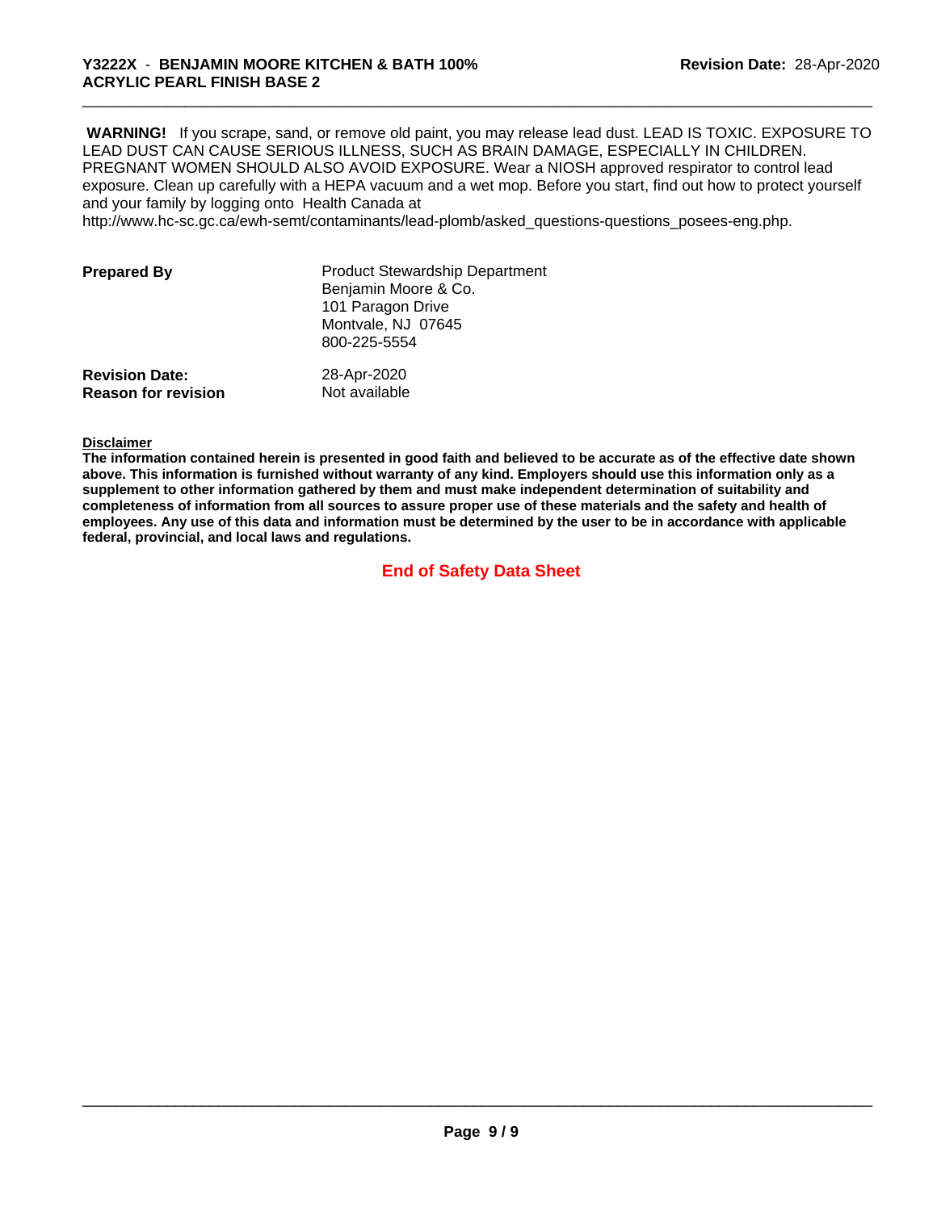**WARNING!** If you scrape, sand, or remove old paint, you may release lead dust. LEAD IS TOXIC. EXPOSURE TO LEAD DUST CAN CAUSE SERIOUS ILLNESS, SUCH AS BRAIN DAMAGE, ESPECIALLY IN CHILDREN. PREGNANT WOMEN SHOULD ALSO AVOID EXPOSURE. Wear a NIOSH approved respirator to control lead exposure. Clean up carefully with a HEPA vacuum and a wet mop. Before you start, find out how to protect yourself and your family by logging onto Health Canada at http://www.hc-sc.gc.ca/ewh-semt/contaminants/lead-plomb/asked_questions-questions_posees-eng.php.

| | |
|---|---|
| **Prepared By** | Product Stewardship Department<br>Benjamin Moore & Co.<br>101 Paragon Drive<br>Montvale, NJ 07645<br>800-225-5554 |
| **Revision Date:** | 28-Apr-2020 |
| **Reason for revision** | Not available |

**Disclaimer**

**The information contained herein is presented in good faith and believed to be accurate as of the effective date shown above. This information is furnished without warranty of any kind. Employers should use this information only as a supplement to other information gathered by them and must make independent determination of suitability and completeness of information from all sources to assure proper use of these materials and the safety and health of employees. Any use of this data and information must be determined by the user to be in accordance with applicable federal, provincial, and local laws and regulations.**

**End of Safety Data Sheet**